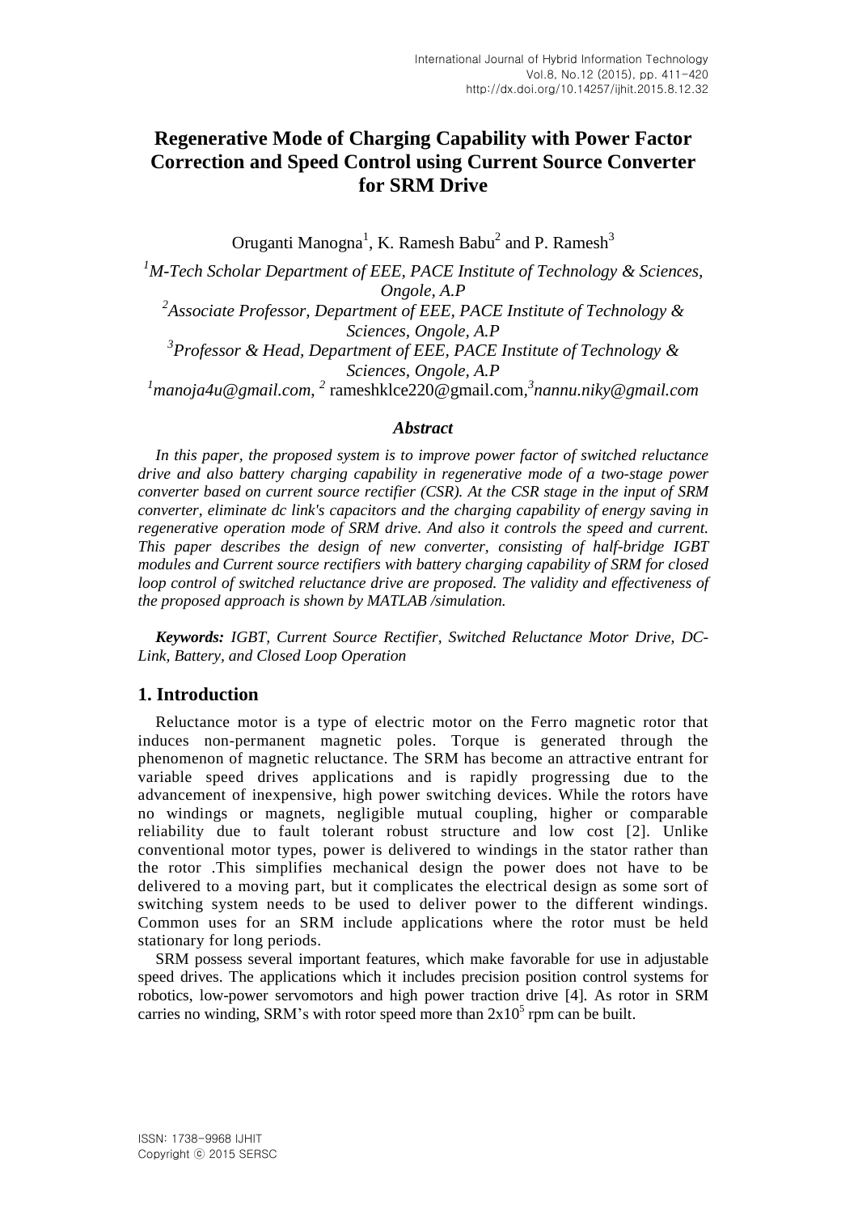# Regenerative Mode of Charging Capability with Power Factor Correction and Speed Control using Current Source Converter for SRM Drive

Oruganti Manogna[1], K. Ramesh Babu[2] and P. Ramesh[3]

[1]*M-Tech Scholar Department of EEE, PACE Institute of Technology & Sciences, Ongole, A.P*
[2]*Associate Professor, Department of EEE, PACE Institute of Technology & Sciences, Ongole, A.P*
[3]*Professor & Head, Department of EEE, PACE Institute of Technology & Sciences, Ongole, A.P*
[1]*manoja4u@gmail.com*, [2] rameshklce220@gmail.com,[3]*nannu.niky@gmail.com*

### *Abstract*

*In this paper, the proposed system is to improve power factor of switched reluctance drive and also battery charging capability in regenerative mode of a two-stage power converter based on current source rectifier (CSR). At the CSR stage in the input of SRM converter, eliminate dc link's capacitors and the charging capability of energy saving in regenerative operation mode of SRM drive. And also it controls the speed and current. This paper describes the design of new converter, consisting of half-bridge IGBT modules and Current source rectifiers with battery charging capability of SRM for closed loop control of switched reluctance drive are proposed. The validity and effectiveness of the proposed approach is shown by MATLAB /simulation.*

***Keywords:*** *IGBT, Current Source Rectifier, Switched Reluctance Motor Drive, DC-Link, Battery, and Closed Loop Operation*

## 1. Introduction

Reluctance motor is a type of electric motor on the Ferro magnetic rotor that induces non-permanent magnetic poles. Torque is generated through the phenomenon of magnetic reluctance. The SRM has become an attractive entrant for variable speed drives applications and is rapidly progressing due to the advancement of inexpensive, high power switching devices. While the rotors have no windings or magnets, negligible mutual coupling, higher or comparable reliability due to fault tolerant robust structure and low cost [2]. Unlike conventional motor types, power is delivered to windings in the stator rather than the rotor .This simplifies mechanical design the power does not have to be delivered to a moving part, but it complicates the electrical design as some sort of switching system needs to be used to deliver power to the different windings. Common uses for an SRM include applications where the rotor must be held stationary for long periods.

SRM possess several important features, which make favorable for use in adjustable speed drives. The applications which it includes precision position control systems for robotics, low-power servomotors and high power traction drive [4]. As rotor in SRM carries no winding, SRM's with rotor speed more than $2x10^5$ rpm can be built.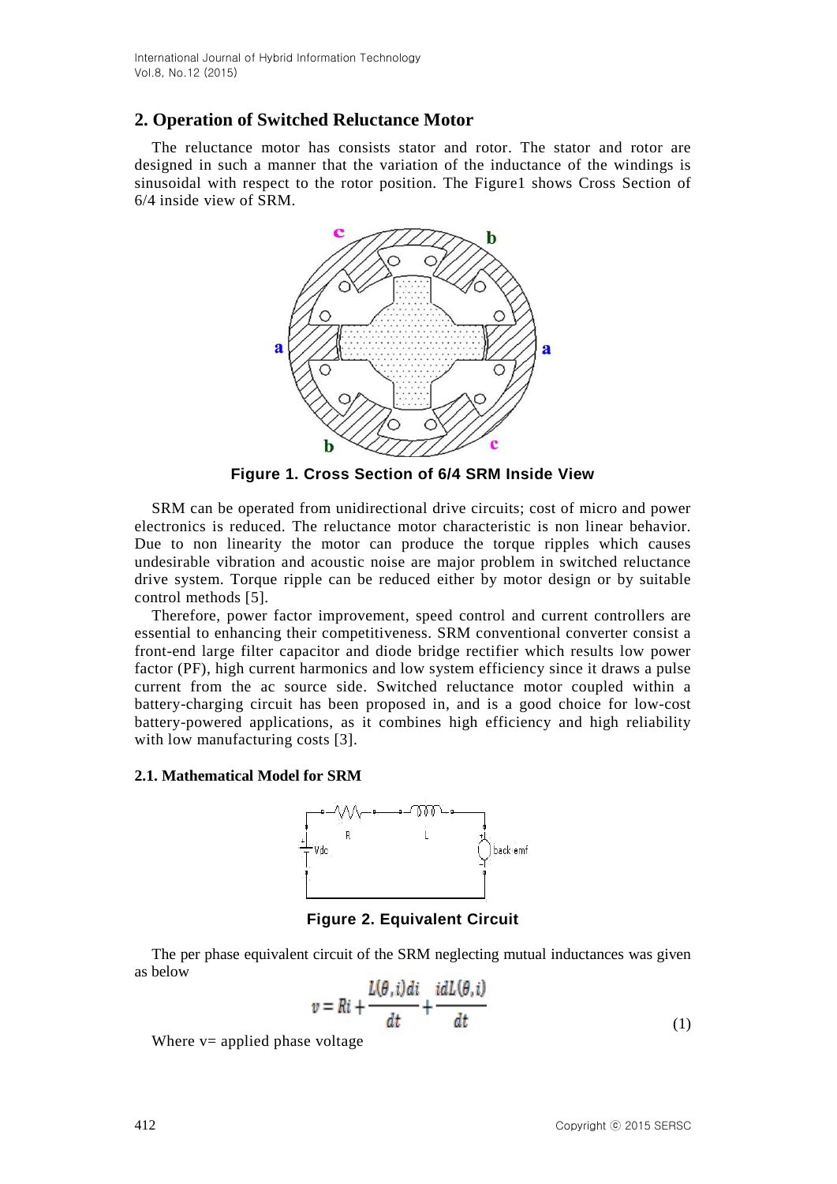## 2. Operation of Switched Reluctance Motor

The reluctance motor has consists stator and rotor. The stator and rotor are designed in such a manner that the variation of the inductance of the windings is sinusoidal with respect to the rotor position. The Figure1 shows Cross Section of 6/4 inside view of SRM.

**Figure 1. Cross Section of 6/4 SRM Inside View**

SRM can be operated from unidirectional drive circuits; cost of micro and power electronics is reduced. The reluctance motor characteristic is non linear behavior. Due to non linearity the motor can produce the torque ripples which causes undesirable vibration and acoustic noise are major problem in switched reluctance drive system. Torque ripple can be reduced either by motor design or by suitable control methods [5].

Therefore, power factor improvement, speed control and current controllers are essential to enhancing their competitiveness. SRM conventional converter consist a front-end large filter capacitor and diode bridge rectifier which results low power factor (PF), high current harmonics and low system efficiency since it draws a pulse current from the ac source side. Switched reluctance motor coupled within a battery-charging circuit has been proposed in, and is a good choice for low-cost battery-powered applications, as it combines high efficiency and high reliability with low manufacturing costs [3].

### 2.1. Mathematical Model for SRM

**Figure 2. Equivalent Circuit**

The per phase equivalent circuit of the SRM neglecting mutual inductances was given as below

$$v = Ri + \frac{L(\theta,i)di}{dt} + \frac{idL(\theta,i)}{dt} \tag{1}$$

Where v= applied phase voltage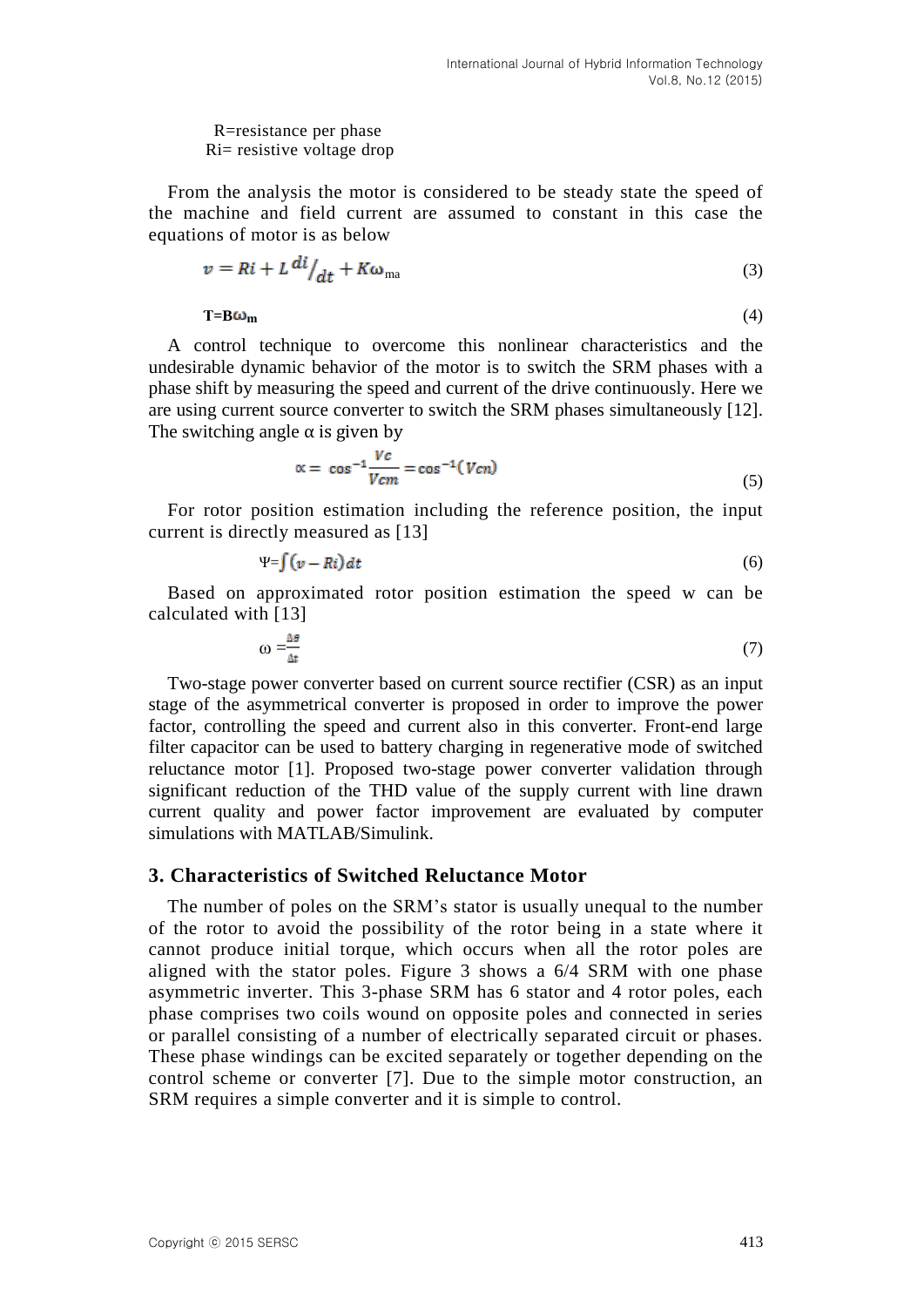R=resistance per phase

Ri= resistive voltage drop

From the analysis the motor is considered to be steady state the speed of the machine and field current are assumed to constant in this case the equations of motor is as below

$$v = Ri + L\,{}^{di}/_{dt} + K\omega_{ma} \tag{3}$$

$$T = B\omega_m \tag{4}$$

A control technique to overcome this nonlinear characteristics and the undesirable dynamic behavior of the motor is to switch the SRM phases with a phase shift by measuring the speed and current of the drive continuously. Here we are using current source converter to switch the SRM phases simultaneously [12]. The switching angle α is given by

$$\propto = \cos^{-1}\frac{Vc}{Vcm} = \cos^{-1}(Vcn) \tag{5}$$

For rotor position estimation including the reference position, the input current is directly measured as [13]

$$\Psi = \int (v - Ri)\,dt \tag{6}$$

Based on approximated rotor position estimation the speed w can be calculated with [13]

$$\omega = \frac{\Delta\theta}{\Delta t} \tag{7}$$

Two-stage power converter based on current source rectifier (CSR) as an input stage of the asymmetrical converter is proposed in order to improve the power factor, controlling the speed and current also in this converter. Front-end large filter capacitor can be used to battery charging in regenerative mode of switched reluctance motor [1]. Proposed two-stage power converter validation through significant reduction of the THD value of the supply current with line drawn current quality and power factor improvement are evaluated by computer simulations with MATLAB/Simulink.

## 3. Characteristics of Switched Reluctance Motor

The number of poles on the SRM's stator is usually unequal to the number of the rotor to avoid the possibility of the rotor being in a state where it cannot produce initial torque, which occurs when all the rotor poles are aligned with the stator poles. Figure 3 shows a 6/4 SRM with one phase asymmetric inverter. This 3-phase SRM has 6 stator and 4 rotor poles, each phase comprises two coils wound on opposite poles and connected in series or parallel consisting of a number of electrically separated circuit or phases. These phase windings can be excited separately or together depending on the control scheme or converter [7]. Due to the simple motor construction, an SRM requires a simple converter and it is simple to control.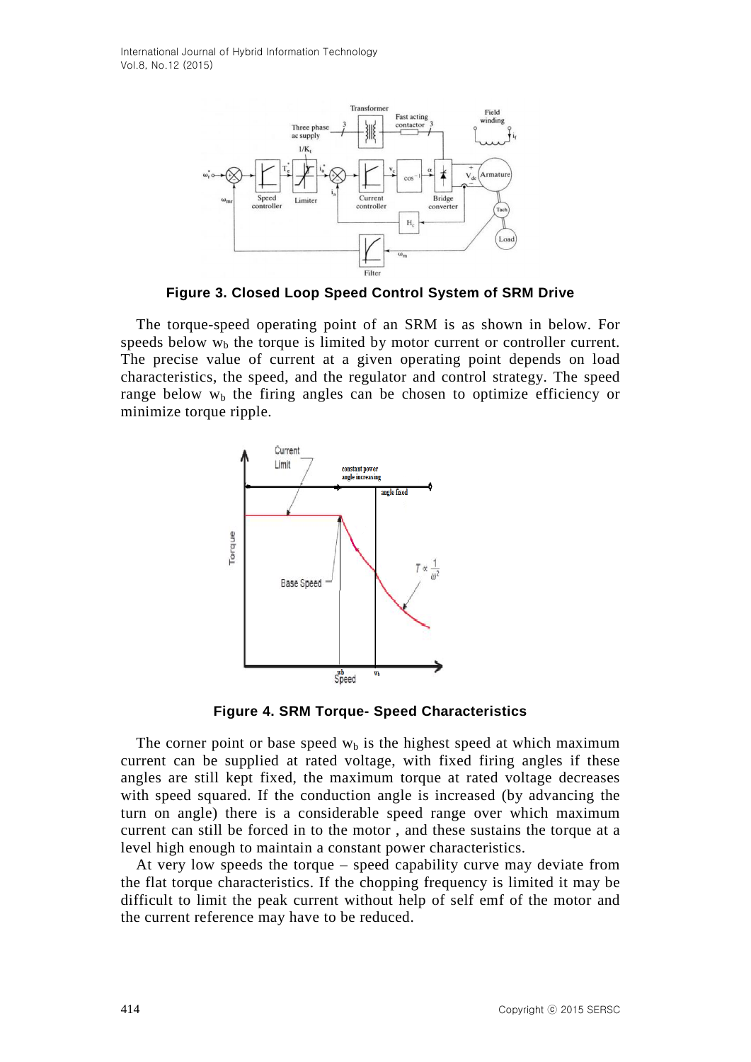**Figure 3. Closed Loop Speed Control System of SRM Drive**

The torque-speed operating point of an SRM is as shown in below. For speeds below $w_b$ the torque is limited by motor current or controller current. The precise value of current at a given operating point depends on load characteristics, the speed, and the regulator and control strategy. The speed range below $w_b$ the firing angles can be chosen to optimize efficiency or minimize torque ripple.

**Figure 4. SRM Torque- Speed Characteristics**

The corner point or base speed $w_b$ is the highest speed at which maximum current can be supplied at rated voltage, with fixed firing angles if these angles are still kept fixed, the maximum torque at rated voltage decreases with speed squared. If the conduction angle is increased (by advancing the turn on angle) there is a considerable speed range over which maximum current can still be forced in to the motor , and these sustains the torque at a level high enough to maintain a constant power characteristics.

At very low speeds the torque – speed capability curve may deviate from the flat torque characteristics. If the chopping frequency is limited it may be difficult to limit the peak current without help of self emf of the motor and the current reference may have to be reduced.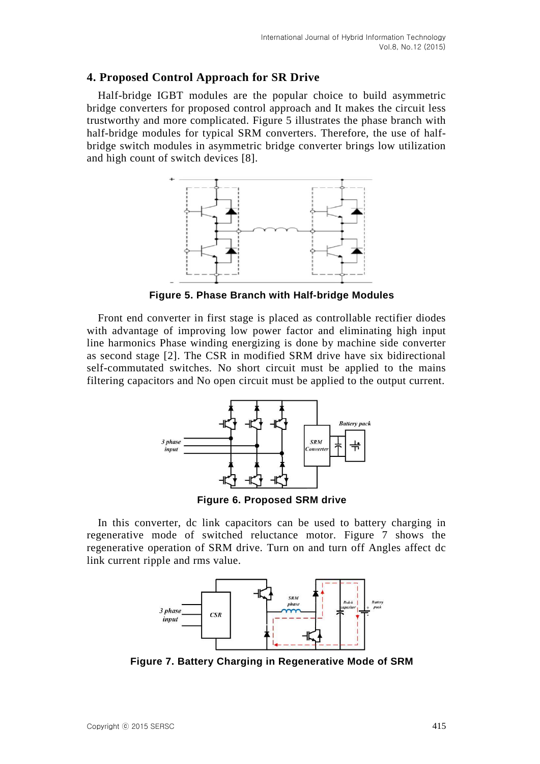## 4. Proposed Control Approach for SR Drive

Half-bridge IGBT modules are the popular choice to build asymmetric bridge converters for proposed control approach and It makes the circuit less trustworthy and more complicated. Figure 5 illustrates the phase branch with half-bridge modules for typical SRM converters. Therefore, the use of half-bridge switch modules in asymmetric bridge converter brings low utilization and high count of switch devices [8].

**Figure 5. Phase Branch with Half-bridge Modules**

Front end converter in first stage is placed as controllable rectifier diodes with advantage of improving low power factor and eliminating high input line harmonics Phase winding energizing is done by machine side converter as second stage [2]. The CSR in modified SRM drive have six bidirectional self-commutated switches. No short circuit must be applied to the mains filtering capacitors and No open circuit must be applied to the output current.

**Figure 6. Proposed SRM drive**

In this converter, dc link capacitors can be used to battery charging in regenerative mode of switched reluctance motor. Figure 7 shows the regenerative operation of SRM drive. Turn on and turn off Angles affect dc link current ripple and rms value.

**Figure 7. Battery Charging in Regenerative Mode of SRM**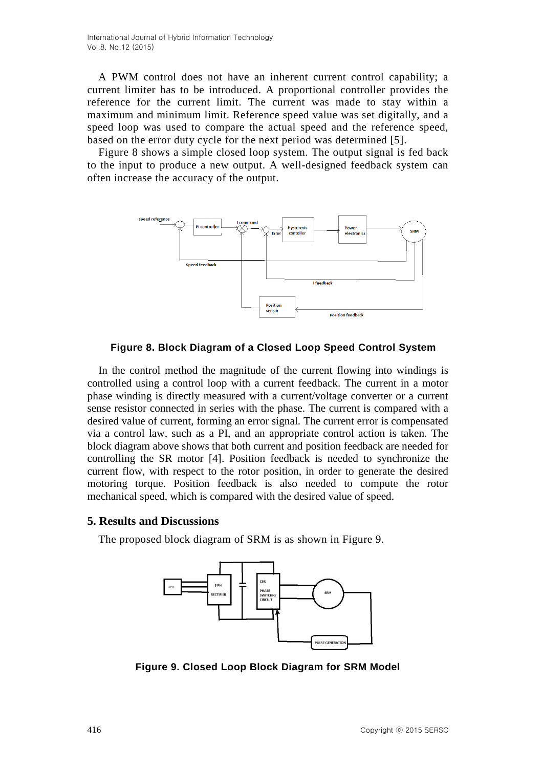A PWM control does not have an inherent current control capability; a current limiter has to be introduced. A proportional controller provides the reference for the current limit. The current was made to stay within a maximum and minimum limit. Reference speed value was set digitally, and a speed loop was used to compare the actual speed and the reference speed, based on the error duty cycle for the next period was determined [5].

Figure 8 shows a simple closed loop system. The output signal is fed back to the input to produce a new output. A well-designed feedback system can often increase the accuracy of the output.

**Figure 8. Block Diagram of a Closed Loop Speed Control System**

In the control method the magnitude of the current flowing into windings is controlled using a control loop with a current feedback. The current in a motor phase winding is directly measured with a current/voltage converter or a current sense resistor connected in series with the phase. The current is compared with a desired value of current, forming an error signal. The current error is compensated via a control law, such as a PI, and an appropriate control action is taken. The block diagram above shows that both current and position feedback are needed for controlling the SR motor [4]. Position feedback is needed to synchronize the current flow, with respect to the rotor position, in order to generate the desired motoring torque. Position feedback is also needed to compute the rotor mechanical speed, which is compared with the desired value of speed.

## 5. Results and Discussions

The proposed block diagram of SRM is as shown in Figure 9.

**Figure 9. Closed Loop Block Diagram for SRM Model**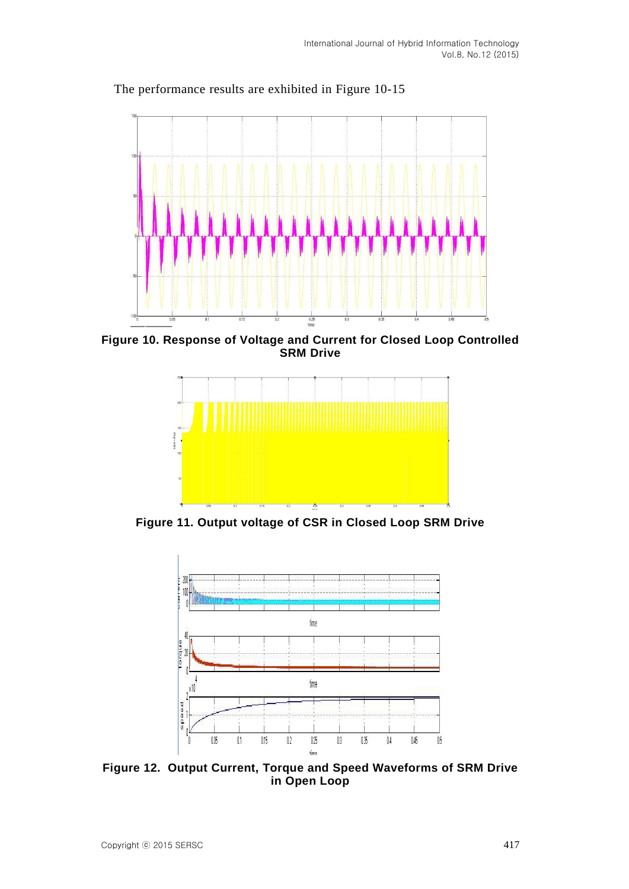The performance results are exhibited in Figure 10-15

**Figure 10. Response of Voltage and Current for Closed Loop Controlled SRM Drive**

**Figure 11. Output voltage of CSR in Closed Loop SRM Drive**

**Figure 12. Output Current, Torque and Speed Waveforms of SRM Drive in Open Loop**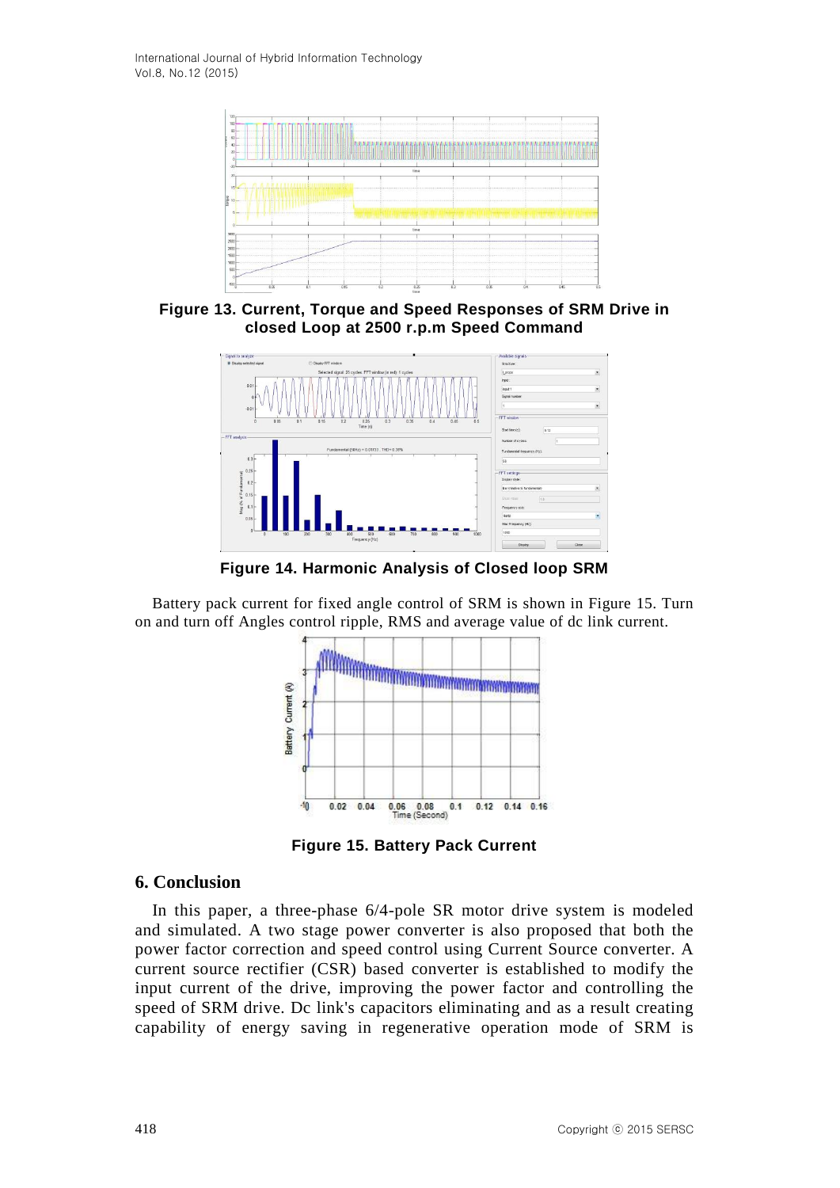**Figure 13. Current, Torque and Speed Responses of SRM Drive in closed Loop at 2500 r.p.m Speed Command**

**Figure 14. Harmonic Analysis of Closed loop SRM**

Battery pack current for fixed angle control of SRM is shown in Figure 15. Turn on and turn off Angles control ripple, RMS and average value of dc link current.

**Figure 15. Battery Pack Current**

## 6. Conclusion

In this paper, a three-phase 6/4-pole SR motor drive system is modeled and simulated. A two stage power converter is also proposed that both the power factor correction and speed control using Current Source converter. A current source rectifier (CSR) based converter is established to modify the input current of the drive, improving the power factor and controlling the speed of SRM drive. Dc link's capacitors eliminating and as a result creating capability of energy saving in regenerative operation mode of SRM is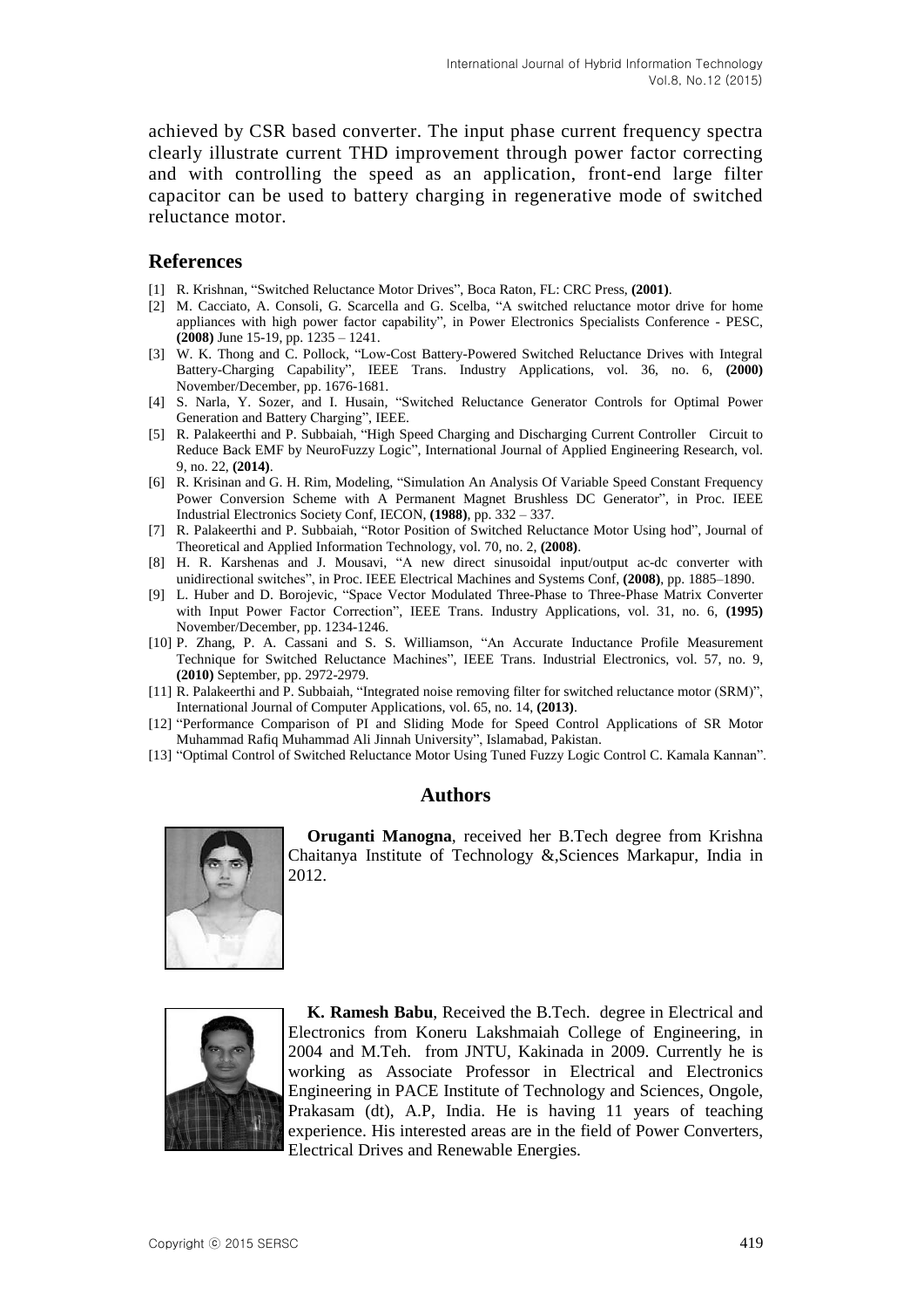achieved by CSR based converter. The input phase current frequency spectra clearly illustrate current THD improvement through power factor correcting and with controlling the speed as an application, front-end large filter capacitor can be used to battery charging in regenerative mode of switched reluctance motor.

## References

[1] R. Krishnan, "Switched Reluctance Motor Drives", Boca Raton, FL: CRC Press, **(2001)**.

[2] M. Cacciato, A. Consoli, G. Scarcella and G. Scelba, "A switched reluctance motor drive for home appliances with high power factor capability", in Power Electronics Specialists Conference - PESC, **(2008)** June 15-19, pp. 1235 – 1241.

[3] W. K. Thong and C. Pollock, "Low-Cost Battery-Powered Switched Reluctance Drives with Integral Battery-Charging Capability", IEEE Trans. Industry Applications, vol. 36, no. 6, **(2000)** November/December, pp. 1676-1681.

[4] S. Narla, Y. Sozer, and I. Husain, "Switched Reluctance Generator Controls for Optimal Power Generation and Battery Charging", IEEE.

[5] R. Palakeerthi and P. Subbaiah, "High Speed Charging and Discharging Current Controller Circuit to Reduce Back EMF by NeuroFuzzy Logic", International Journal of Applied Engineering Research, vol. 9, no. 22, **(2014)**.

[6] R. Krisinan and G. H. Rim, Modeling, "Simulation An Analysis Of Variable Speed Constant Frequency Power Conversion Scheme with A Permanent Magnet Brushless DC Generator", in Proc. IEEE Industrial Electronics Society Conf, IECON, **(1988)**, pp. 332 – 337.

[7] R. Palakeerthi and P. Subbaiah, "Rotor Position of Switched Reluctance Motor Using hod", Journal of Theoretical and Applied Information Technology, vol. 70, no. 2, **(2008)**.

[8] H. R. Karshenas and J. Mousavi, "A new direct sinusoidal input/output ac-dc converter with unidirectional switches", in Proc. IEEE Electrical Machines and Systems Conf, **(2008)**, pp. 1885–1890.

[9] L. Huber and D. Borojevic, "Space Vector Modulated Three-Phase to Three-Phase Matrix Converter with Input Power Factor Correction", IEEE Trans. Industry Applications, vol. 31, no. 6, **(1995)** November/December, pp. 1234-1246.

[10] P. Zhang, P. A. Cassani and S. S. Williamson, "An Accurate Inductance Profile Measurement Technique for Switched Reluctance Machines", IEEE Trans. Industrial Electronics, vol. 57, no. 9, **(2010)** September, pp. 2972-2979.

[11] R. Palakeerthi and P. Subbaiah, "Integrated noise removing filter for switched reluctance motor (SRM)", International Journal of Computer Applications, vol. 65, no. 14, **(2013)**.

[12] "Performance Comparison of PI and Sliding Mode for Speed Control Applications of SR Motor Muhammad Rafiq Muhammad Ali Jinnah University", Islamabad, Pakistan.

[13] "Optimal Control of Switched Reluctance Motor Using Tuned Fuzzy Logic Control C. Kamala Kannan".

## Authors

**Oruganti Manogna**, received her B.Tech degree from Krishna Chaitanya Institute of Technology &,Sciences Markapur, India in 2012.

**K. Ramesh Babu**, Received the B.Tech. degree in Electrical and Electronics from Koneru Lakshmaiah College of Engineering, in 2004 and M.Teh. from JNTU, Kakinada in 2009. Currently he is working as Associate Professor in Electrical and Electronics Engineering in PACE Institute of Technology and Sciences, Ongole, Prakasam (dt), A.P, India. He is having 11 years of teaching experience. His interested areas are in the field of Power Converters, Electrical Drives and Renewable Energies.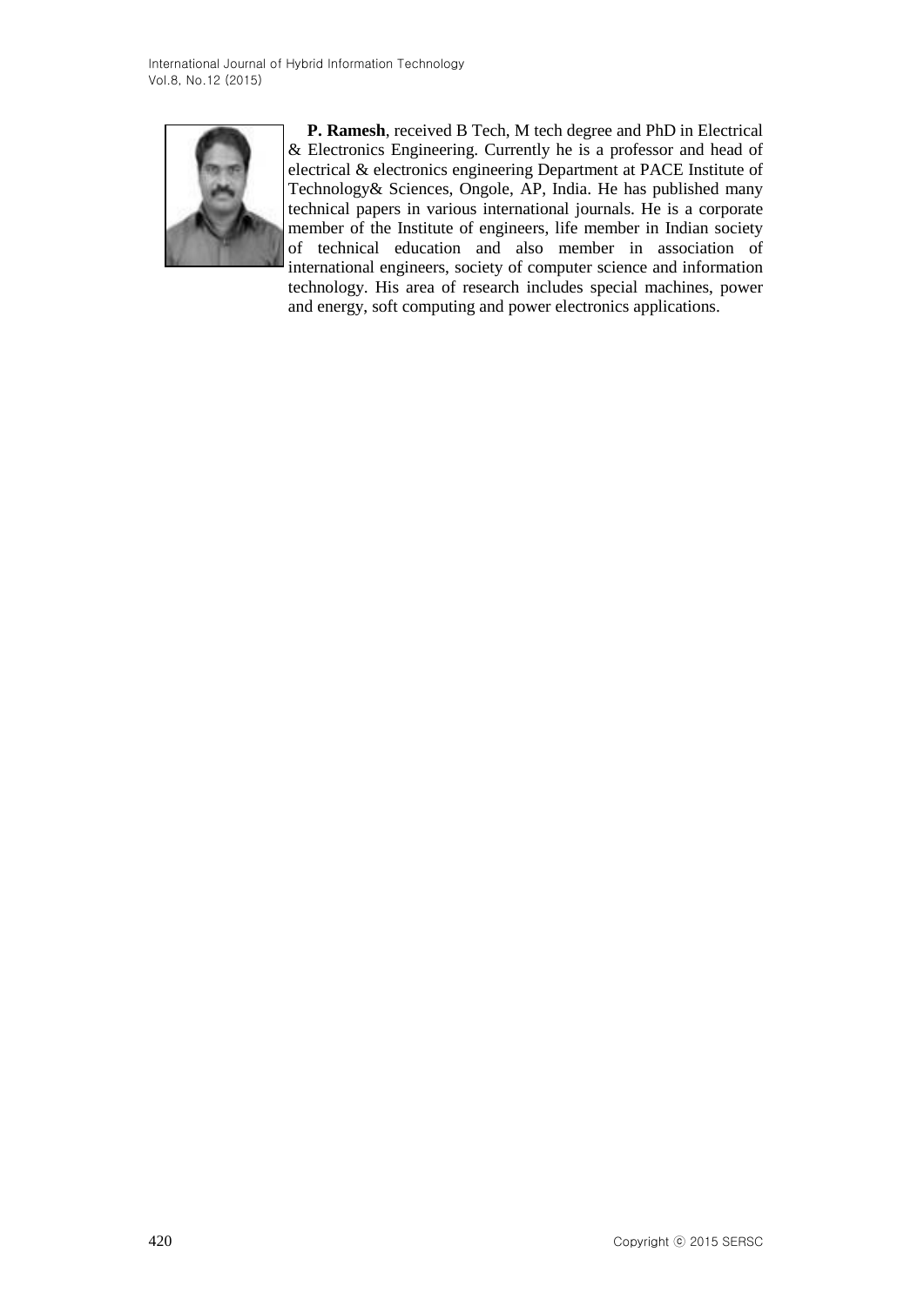**P. Ramesh**, received B Tech, M tech degree and PhD in Electrical & Electronics Engineering. Currently he is a professor and head of electrical & electronics engineering Department at PACE Institute of Technology& Sciences, Ongole, AP, India. He has published many technical papers in various international journals. He is a corporate member of the Institute of engineers, life member in Indian society of technical education and also member in association of international engineers, society of computer science and information technology. His area of research includes special machines, power and energy, soft computing and power electronics applications.